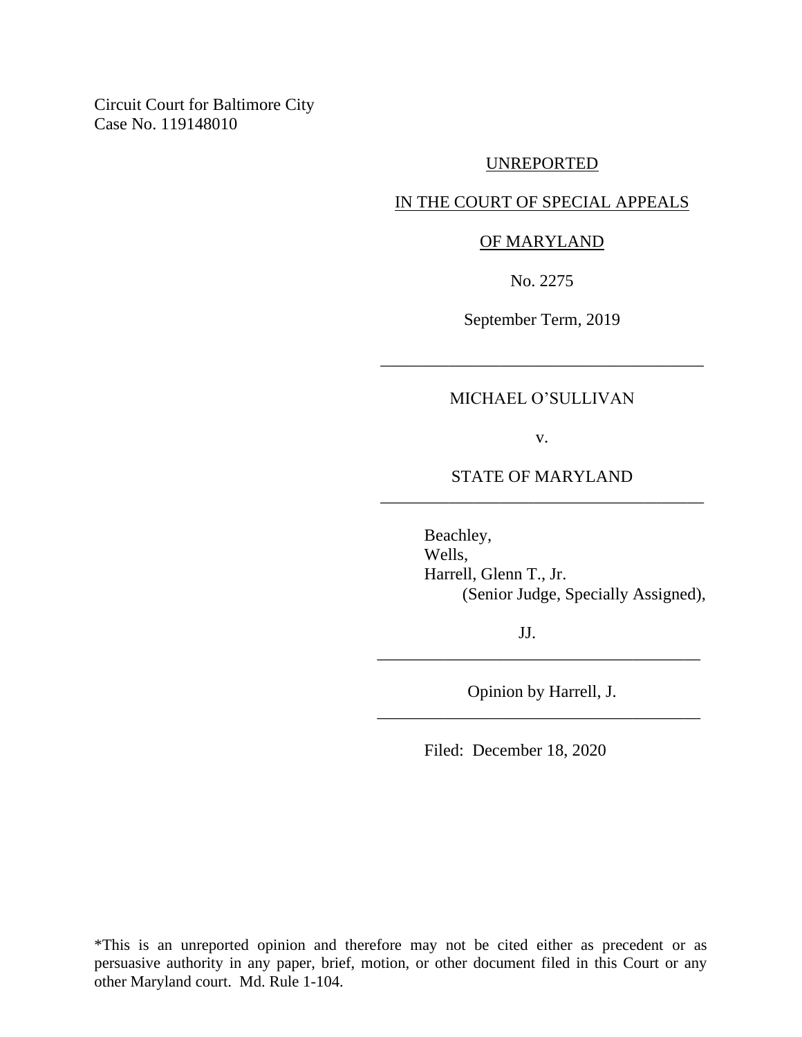Circuit Court for Baltimore City
Case No. 119148010

UNREPORTED

IN THE COURT OF SPECIAL APPEALS

OF MARYLAND

No. 2275

September Term, 2019

---

MICHAEL O'SULLIVAN

v.

STATE OF MARYLAND

---

Beachley,
Wells,
Harrell, Glenn T., Jr.
(Senior Judge, Specially Assigned),

JJ.

---

Opinion by Harrell, J.

---

Filed: December 18, 2020

*This is an unreported opinion and therefore may not be cited either as precedent or as persuasive authority in any paper, brief, motion, or other document filed in this Court or any other Maryland court. Md. Rule 1-104.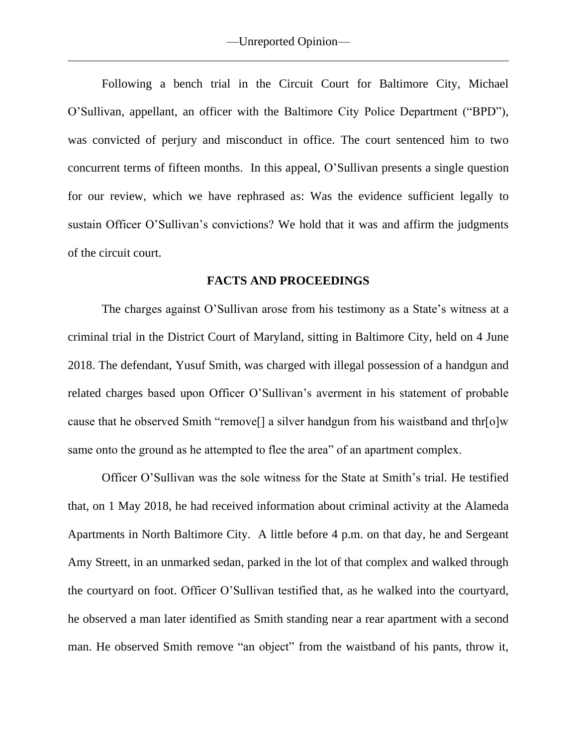Following a bench trial in the Circuit Court for Baltimore City, Michael O'Sullivan, appellant, an officer with the Baltimore City Police Department ("BPD"), was convicted of perjury and misconduct in office. The court sentenced him to two concurrent terms of fifteen months. In this appeal, O'Sullivan presents a single question for our review, which we have rephrased as: Was the evidence sufficient legally to sustain Officer O'Sullivan's convictions? We hold that it was and affirm the judgments of the circuit court.

**FACTS AND PROCEEDINGS**

The charges against O'Sullivan arose from his testimony as a State's witness at a criminal trial in the District Court of Maryland, sitting in Baltimore City, held on 4 June 2018. The defendant, Yusuf Smith, was charged with illegal possession of a handgun and related charges based upon Officer O'Sullivan's averment in his statement of probable cause that he observed Smith "remove[] a silver handgun from his waistband and thr[o]w same onto the ground as he attempted to flee the area" of an apartment complex.

Officer O'Sullivan was the sole witness for the State at Smith's trial. He testified that, on 1 May 2018, he had received information about criminal activity at the Alameda Apartments in North Baltimore City. A little before 4 p.m. on that day, he and Sergeant Amy Streett, in an unmarked sedan, parked in the lot of that complex and walked through the courtyard on foot. Officer O'Sullivan testified that, as he walked into the courtyard, he observed a man later identified as Smith standing near a rear apartment with a second man. He observed Smith remove "an object" from the waistband of his pants, throw it,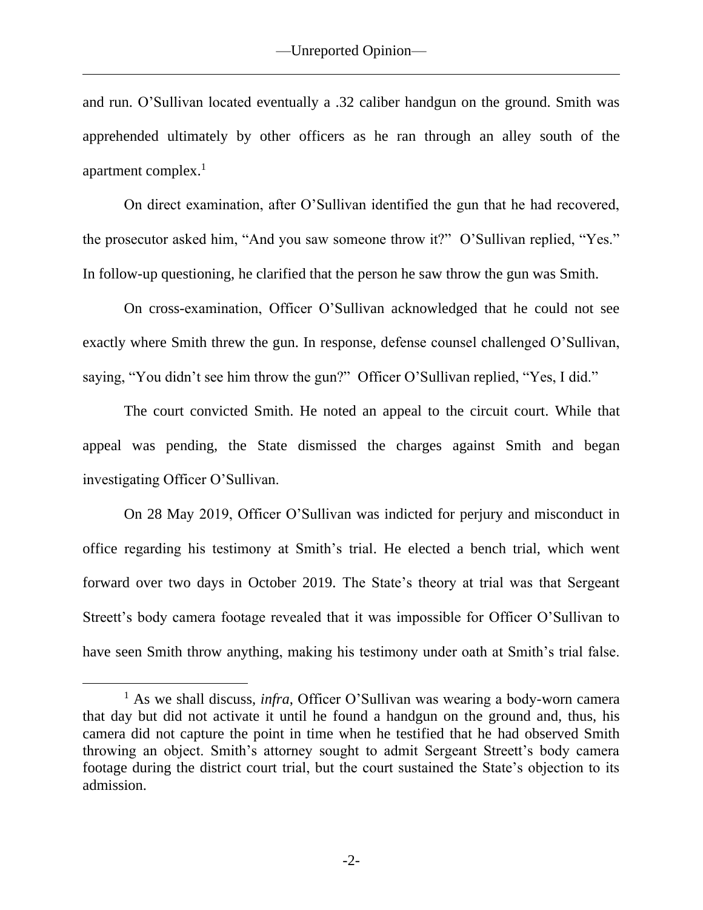and run. O'Sullivan located eventually a .32 caliber handgun on the ground. Smith was apprehended ultimately by other officers as he ran through an alley south of the apartment complex.[1]

On direct examination, after O'Sullivan identified the gun that he had recovered, the prosecutor asked him, "And you saw someone throw it?" O'Sullivan replied, "Yes." In follow-up questioning, he clarified that the person he saw throw the gun was Smith.

On cross-examination, Officer O'Sullivan acknowledged that he could not see exactly where Smith threw the gun. In response, defense counsel challenged O'Sullivan, saying, "You didn't see him throw the gun?" Officer O'Sullivan replied, "Yes, I did."

The court convicted Smith. He noted an appeal to the circuit court. While that appeal was pending, the State dismissed the charges against Smith and began investigating Officer O'Sullivan.

On 28 May 2019, Officer O'Sullivan was indicted for perjury and misconduct in office regarding his testimony at Smith's trial. He elected a bench trial, which went forward over two days in October 2019. The State's theory at trial was that Sergeant Streett's body camera footage revealed that it was impossible for Officer O'Sullivan to have seen Smith throw anything, making his testimony under oath at Smith's trial false.

[1] As we shall discuss, *infra*, Officer O'Sullivan was wearing a body-worn camera that day but did not activate it until he found a handgun on the ground and, thus, his camera did not capture the point in time when he testified that he had observed Smith throwing an object. Smith's attorney sought to admit Sergeant Streett's body camera footage during the district court trial, but the court sustained the State's objection to its admission.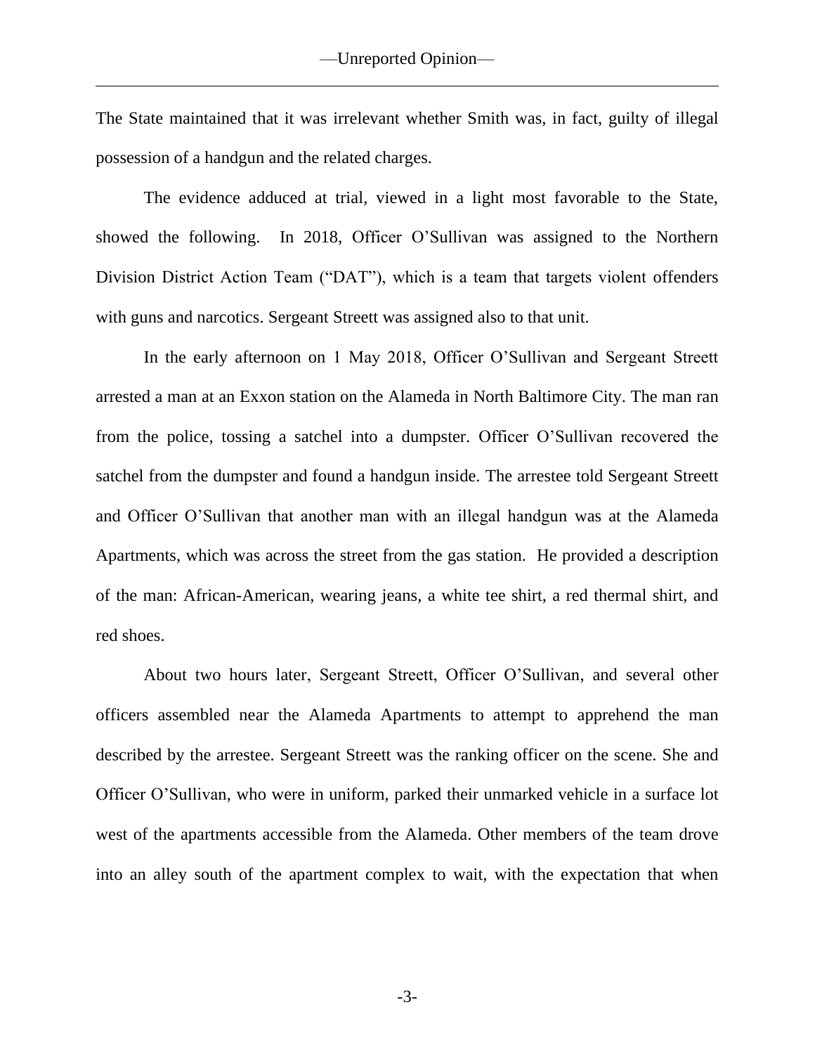The State maintained that it was irrelevant whether Smith was, in fact, guilty of illegal possession of a handgun and the related charges.

The evidence adduced at trial, viewed in a light most favorable to the State, showed the following. In 2018, Officer O'Sullivan was assigned to the Northern Division District Action Team ("DAT"), which is a team that targets violent offenders with guns and narcotics. Sergeant Streett was assigned also to that unit.

In the early afternoon on 1 May 2018, Officer O'Sullivan and Sergeant Streett arrested a man at an Exxon station on the Alameda in North Baltimore City. The man ran from the police, tossing a satchel into a dumpster. Officer O'Sullivan recovered the satchel from the dumpster and found a handgun inside. The arrestee told Sergeant Streett and Officer O'Sullivan that another man with an illegal handgun was at the Alameda Apartments, which was across the street from the gas station. He provided a description of the man: African-American, wearing jeans, a white tee shirt, a red thermal shirt, and red shoes.

About two hours later, Sergeant Streett, Officer O'Sullivan, and several other officers assembled near the Alameda Apartments to attempt to apprehend the man described by the arrestee. Sergeant Streett was the ranking officer on the scene. She and Officer O'Sullivan, who were in uniform, parked their unmarked vehicle in a surface lot west of the apartments accessible from the Alameda. Other members of the team drove into an alley south of the apartment complex to wait, with the expectation that when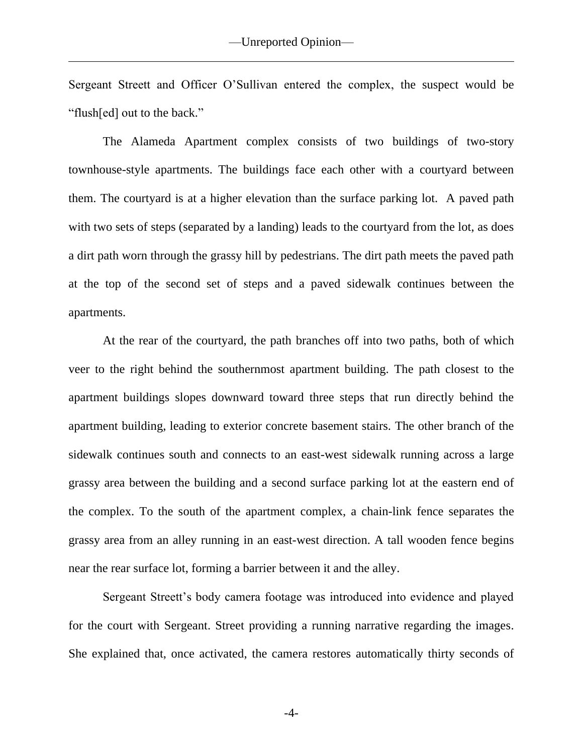Sergeant Streett and Officer O'Sullivan entered the complex, the suspect would be "flush[ed] out to the back."

The Alameda Apartment complex consists of two buildings of two-story townhouse-style apartments. The buildings face each other with a courtyard between them. The courtyard is at a higher elevation than the surface parking lot. A paved path with two sets of steps (separated by a landing) leads to the courtyard from the lot, as does a dirt path worn through the grassy hill by pedestrians. The dirt path meets the paved path at the top of the second set of steps and a paved sidewalk continues between the apartments.

At the rear of the courtyard, the path branches off into two paths, both of which veer to the right behind the southernmost apartment building. The path closest to the apartment buildings slopes downward toward three steps that run directly behind the apartment building, leading to exterior concrete basement stairs. The other branch of the sidewalk continues south and connects to an east-west sidewalk running across a large grassy area between the building and a second surface parking lot at the eastern end of the complex. To the south of the apartment complex, a chain-link fence separates the grassy area from an alley running in an east-west direction. A tall wooden fence begins near the rear surface lot, forming a barrier between it and the alley.

Sergeant Streett's body camera footage was introduced into evidence and played for the court with Sergeant. Street providing a running narrative regarding the images. She explained that, once activated, the camera restores automatically thirty seconds of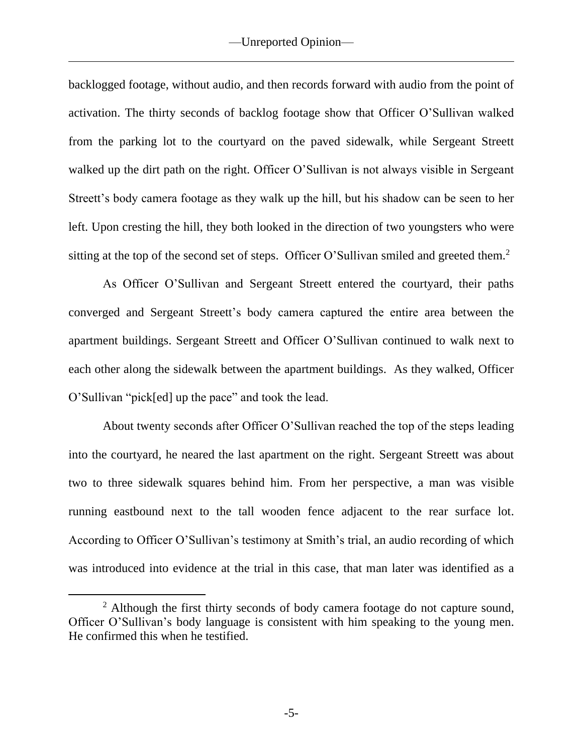backlogged footage, without audio, and then records forward with audio from the point of activation. The thirty seconds of backlog footage show that Officer O'Sullivan walked from the parking lot to the courtyard on the paved sidewalk, while Sergeant Streett walked up the dirt path on the right. Officer O'Sullivan is not always visible in Sergeant Streett's body camera footage as they walk up the hill, but his shadow can be seen to her left. Upon cresting the hill, they both looked in the direction of two youngsters who were sitting at the top of the second set of steps. Officer O'Sullivan smiled and greeted them.[2]

As Officer O'Sullivan and Sergeant Streett entered the courtyard, their paths converged and Sergeant Streett's body camera captured the entire area between the apartment buildings. Sergeant Streett and Officer O'Sullivan continued to walk next to each other along the sidewalk between the apartment buildings. As they walked, Officer O'Sullivan "pick[ed] up the pace" and took the lead.

About twenty seconds after Officer O'Sullivan reached the top of the steps leading into the courtyard, he neared the last apartment on the right. Sergeant Streett was about two to three sidewalk squares behind him. From her perspective, a man was visible running eastbound next to the tall wooden fence adjacent to the rear surface lot. According to Officer O'Sullivan's testimony at Smith's trial, an audio recording of which was introduced into evidence at the trial in this case, that man later was identified as a

[2] Although the first thirty seconds of body camera footage do not capture sound, Officer O'Sullivan's body language is consistent with him speaking to the young men. He confirmed this when he testified.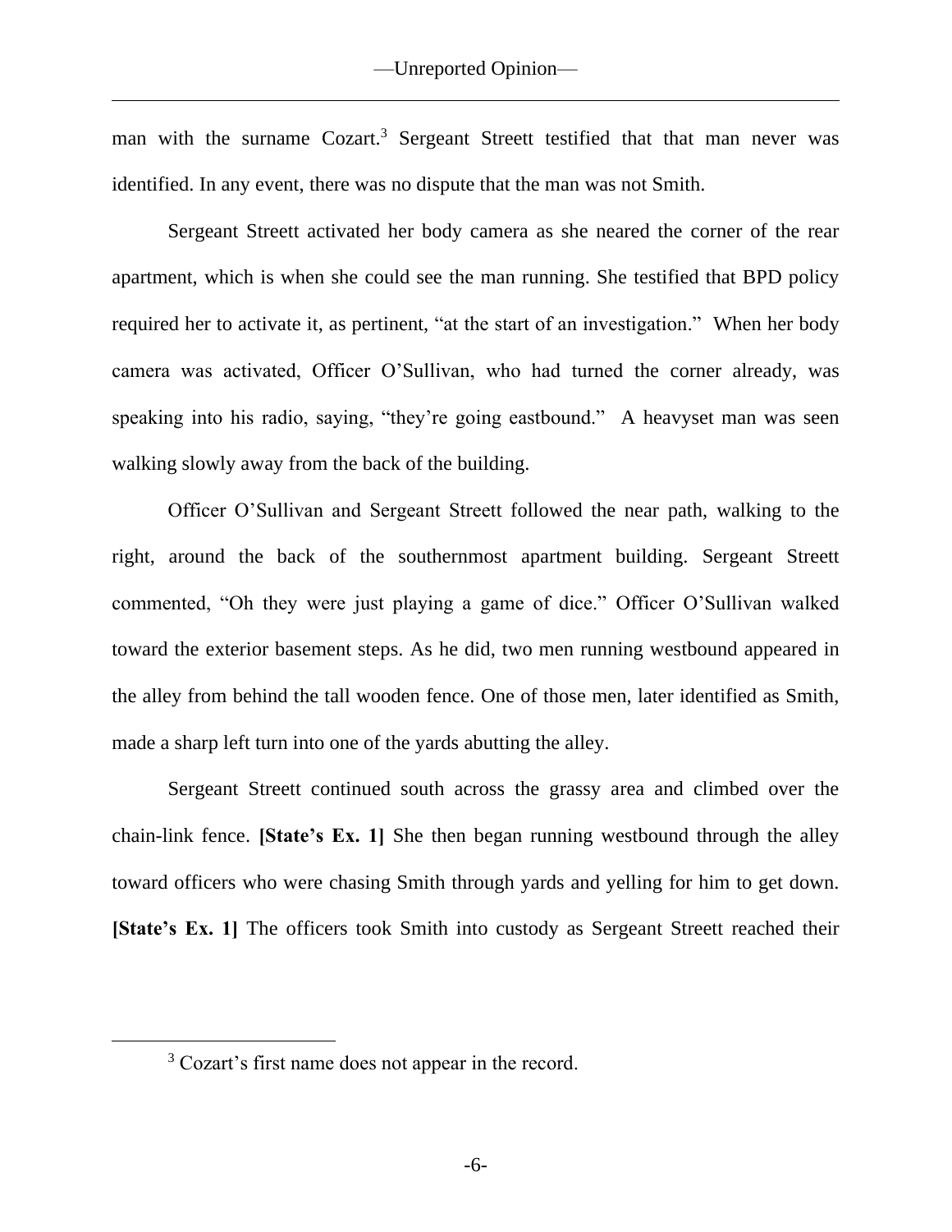man with the surname Cozart.[3] Sergeant Streett testified that that man never was identified. In any event, there was no dispute that the man was not Smith.

Sergeant Streett activated her body camera as she neared the corner of the rear apartment, which is when she could see the man running. She testified that BPD policy required her to activate it, as pertinent, "at the start of an investigation." When her body camera was activated, Officer O'Sullivan, who had turned the corner already, was speaking into his radio, saying, "they're going eastbound." A heavyset man was seen walking slowly away from the back of the building.

Officer O'Sullivan and Sergeant Streett followed the near path, walking to the right, around the back of the southernmost apartment building. Sergeant Streett commented, "Oh they were just playing a game of dice." Officer O'Sullivan walked toward the exterior basement steps. As he did, two men running westbound appeared in the alley from behind the tall wooden fence. One of those men, later identified as Smith, made a sharp left turn into one of the yards abutting the alley.

Sergeant Streett continued south across the grassy area and climbed over the chain-link fence. **[State's Ex. 1]** She then began running westbound through the alley toward officers who were chasing Smith through yards and yelling for him to get down. **[State's Ex. 1]** The officers took Smith into custody as Sergeant Streett reached their

[3] Cozart's first name does not appear in the record.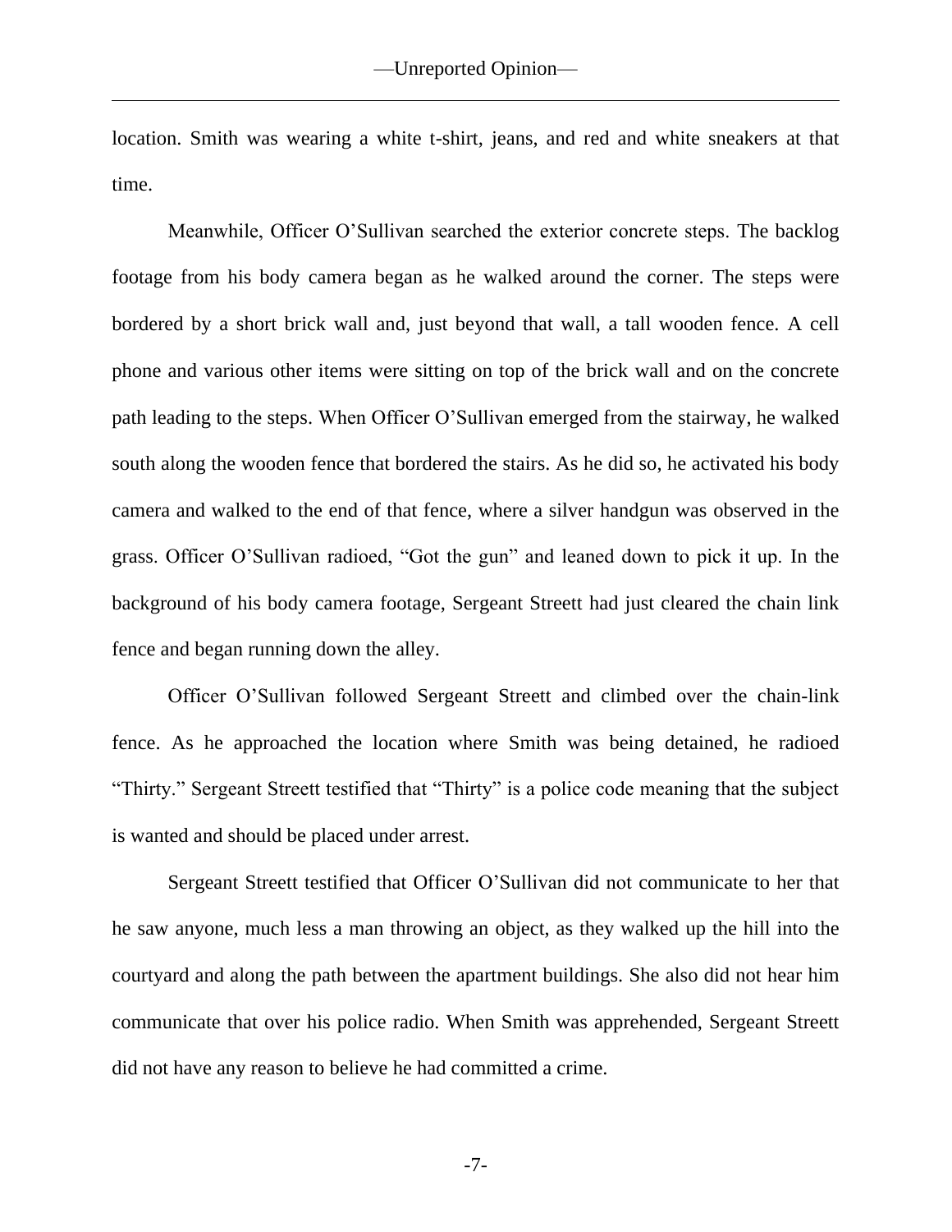location. Smith was wearing a white t-shirt, jeans, and red and white sneakers at that time.

Meanwhile, Officer O'Sullivan searched the exterior concrete steps. The backlog footage from his body camera began as he walked around the corner. The steps were bordered by a short brick wall and, just beyond that wall, a tall wooden fence. A cell phone and various other items were sitting on top of the brick wall and on the concrete path leading to the steps. When Officer O'Sullivan emerged from the stairway, he walked south along the wooden fence that bordered the stairs. As he did so, he activated his body camera and walked to the end of that fence, where a silver handgun was observed in the grass. Officer O'Sullivan radioed, "Got the gun" and leaned down to pick it up. In the background of his body camera footage, Sergeant Streett had just cleared the chain link fence and began running down the alley.

Officer O'Sullivan followed Sergeant Streett and climbed over the chain-link fence. As he approached the location where Smith was being detained, he radioed "Thirty." Sergeant Streett testified that "Thirty" is a police code meaning that the subject is wanted and should be placed under arrest.

Sergeant Streett testified that Officer O'Sullivan did not communicate to her that he saw anyone, much less a man throwing an object, as they walked up the hill into the courtyard and along the path between the apartment buildings. She also did not hear him communicate that over his police radio. When Smith was apprehended, Sergeant Streett did not have any reason to believe he had committed a crime.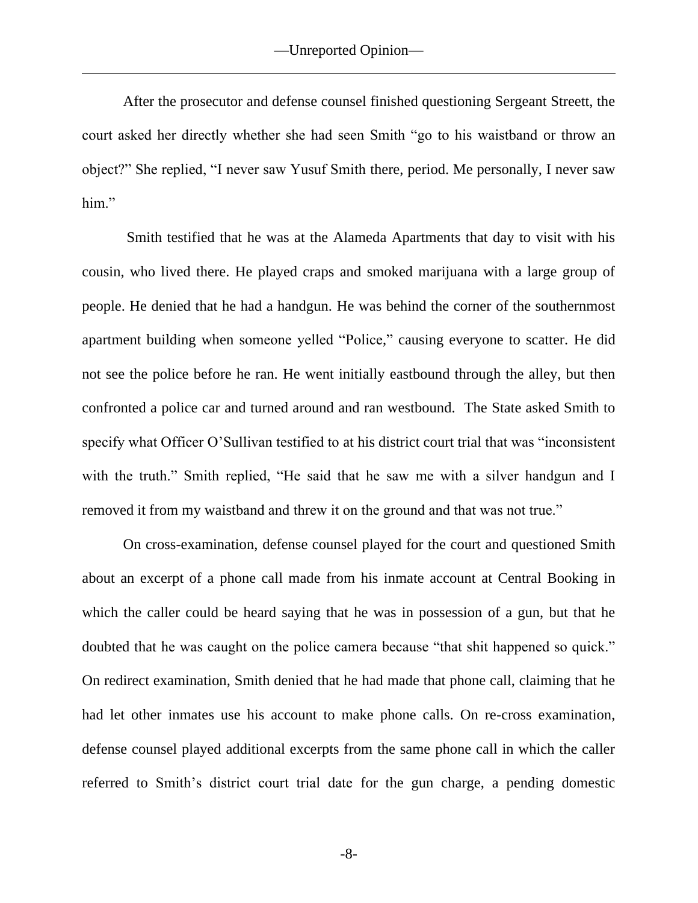After the prosecutor and defense counsel finished questioning Sergeant Streett, the court asked her directly whether she had seen Smith "go to his waistband or throw an object?" She replied, "I never saw Yusuf Smith there, period. Me personally, I never saw him."

Smith testified that he was at the Alameda Apartments that day to visit with his cousin, who lived there. He played craps and smoked marijuana with a large group of people. He denied that he had a handgun. He was behind the corner of the southernmost apartment building when someone yelled "Police," causing everyone to scatter. He did not see the police before he ran. He went initially eastbound through the alley, but then confronted a police car and turned around and ran westbound. The State asked Smith to specify what Officer O'Sullivan testified to at his district court trial that was "inconsistent with the truth." Smith replied, "He said that he saw me with a silver handgun and I removed it from my waistband and threw it on the ground and that was not true."

On cross-examination, defense counsel played for the court and questioned Smith about an excerpt of a phone call made from his inmate account at Central Booking in which the caller could be heard saying that he was in possession of a gun, but that he doubted that he was caught on the police camera because "that shit happened so quick." On redirect examination, Smith denied that he had made that phone call, claiming that he had let other inmates use his account to make phone calls. On re-cross examination, defense counsel played additional excerpts from the same phone call in which the caller referred to Smith's district court trial date for the gun charge, a pending domestic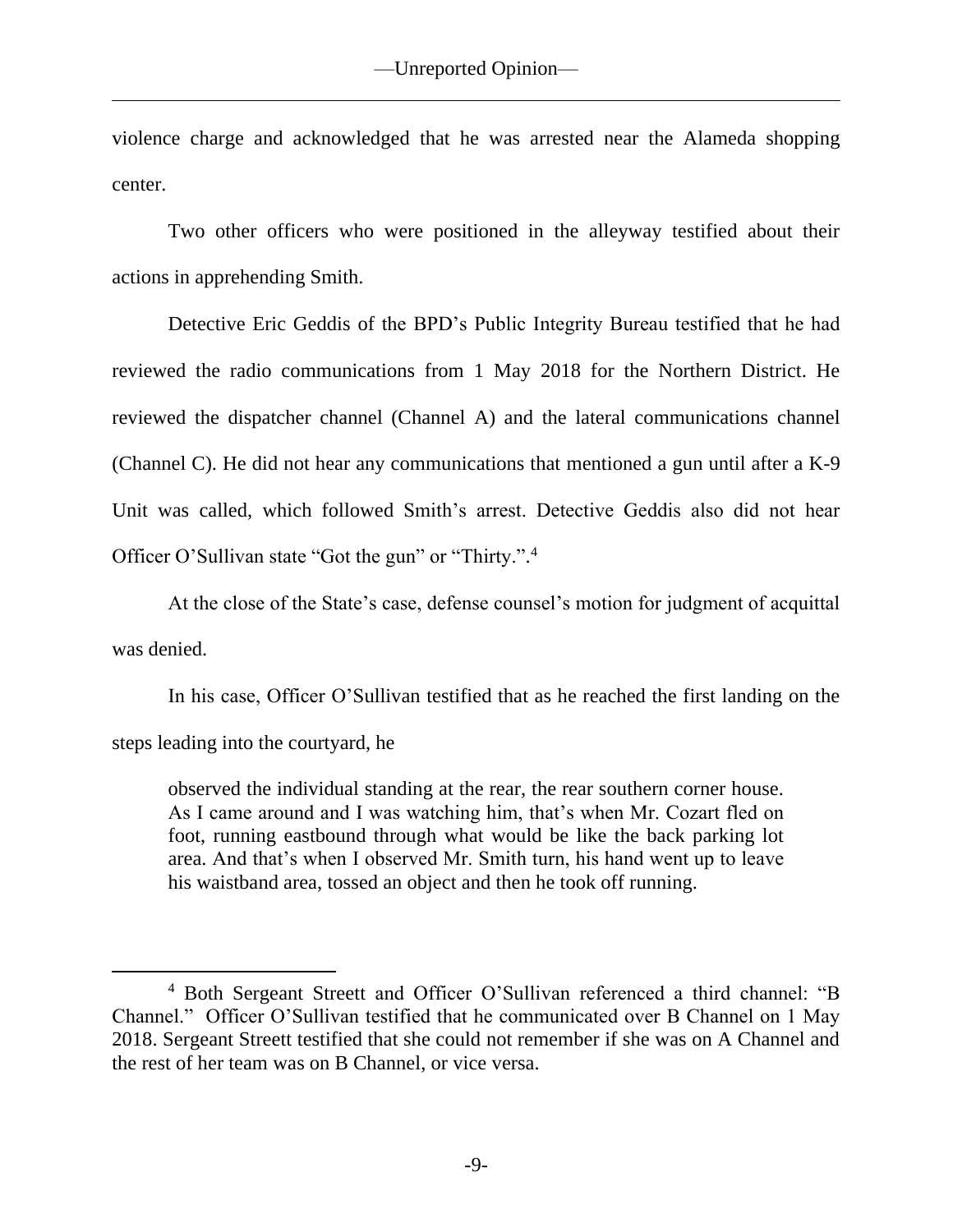violence charge and acknowledged that he was arrested near the Alameda shopping center.

Two other officers who were positioned in the alleyway testified about their actions in apprehending Smith.

Detective Eric Geddis of the BPD's Public Integrity Bureau testified that he had reviewed the radio communications from 1 May 2018 for the Northern District. He reviewed the dispatcher channel (Channel A) and the lateral communications channel (Channel C). He did not hear any communications that mentioned a gun until after a K-9 Unit was called, which followed Smith's arrest. Detective Geddis also did not hear Officer O'Sullivan state "Got the gun" or "Thirty.".[4]

At the close of the State's case, defense counsel's motion for judgment of acquittal was denied.

In his case, Officer O'Sullivan testified that as he reached the first landing on the steps leading into the courtyard, he

> observed the individual standing at the rear, the rear southern corner house. As I came around and I was watching him, that's when Mr. Cozart fled on foot, running eastbound through what would be like the back parking lot area. And that's when I observed Mr. Smith turn, his hand went up to leave his waistband area, tossed an object and then he took off running.

---

[4] Both Sergeant Streett and Officer O'Sullivan referenced a third channel: "B Channel." Officer O'Sullivan testified that he communicated over B Channel on 1 May 2018. Sergeant Streett testified that she could not remember if she was on A Channel and the rest of her team was on B Channel, or vice versa.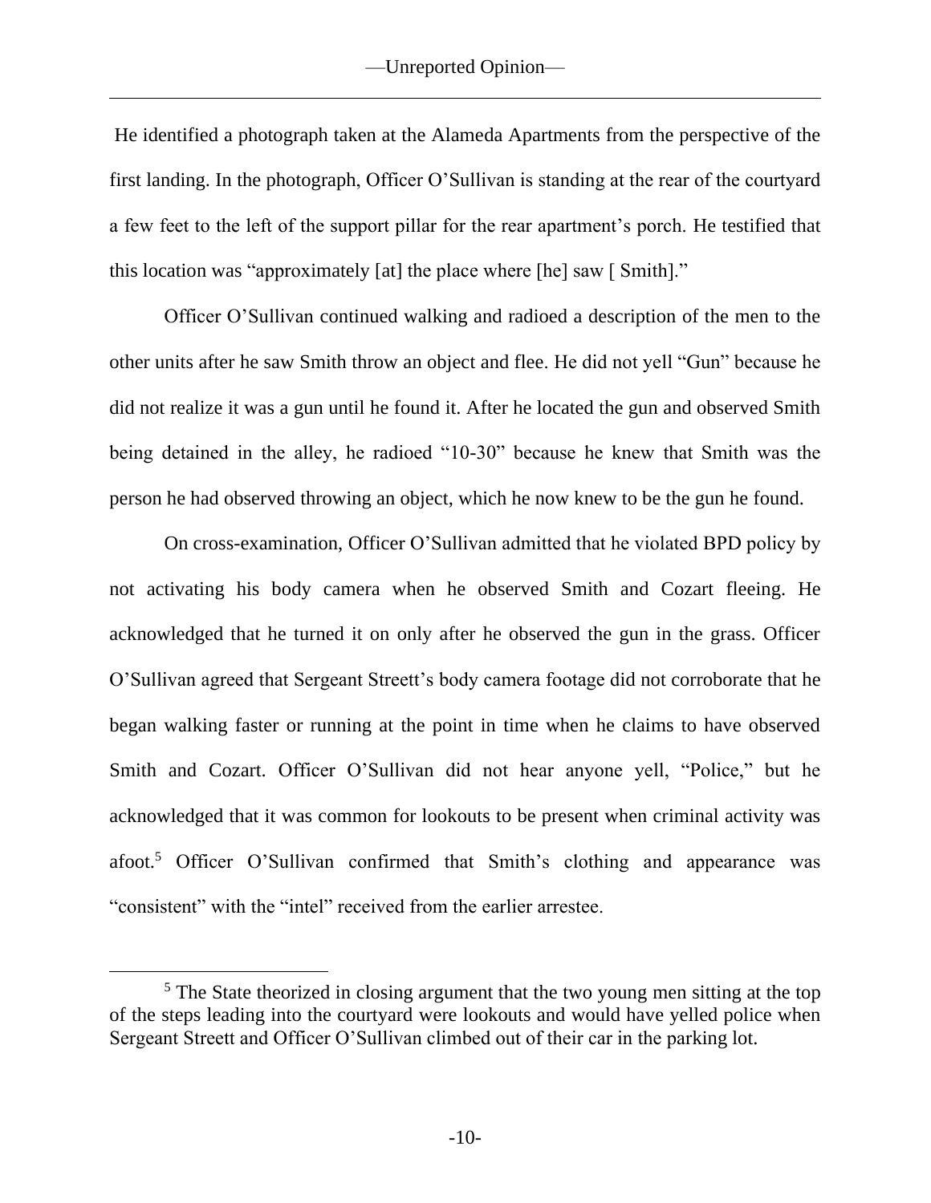He identified a photograph taken at the Alameda Apartments from the perspective of the first landing. In the photograph, Officer O'Sullivan is standing at the rear of the courtyard a few feet to the left of the support pillar for the rear apartment's porch. He testified that this location was "approximately [at] the place where [he] saw [ Smith]."

Officer O'Sullivan continued walking and radioed a description of the men to the other units after he saw Smith throw an object and flee. He did not yell "Gun" because he did not realize it was a gun until he found it. After he located the gun and observed Smith being detained in the alley, he radioed "10-30" because he knew that Smith was the person he had observed throwing an object, which he now knew to be the gun he found.

On cross-examination, Officer O'Sullivan admitted that he violated BPD policy by not activating his body camera when he observed Smith and Cozart fleeing. He acknowledged that he turned it on only after he observed the gun in the grass. Officer O'Sullivan agreed that Sergeant Streett's body camera footage did not corroborate that he began walking faster or running at the point in time when he claims to have observed Smith and Cozart. Officer O'Sullivan did not hear anyone yell, "Police," but he acknowledged that it was common for lookouts to be present when criminal activity was afoot.[5] Officer O'Sullivan confirmed that Smith's clothing and appearance was "consistent" with the "intel" received from the earlier arrestee.

[5] The State theorized in closing argument that the two young men sitting at the top of the steps leading into the courtyard were lookouts and would have yelled police when Sergeant Streett and Officer O'Sullivan climbed out of their car in the parking lot.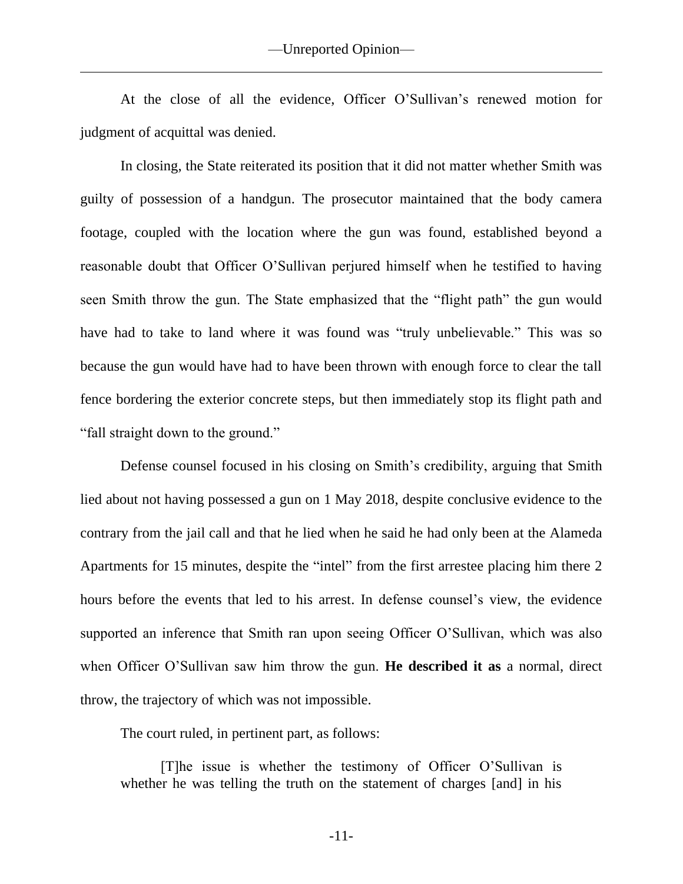At the close of all the evidence, Officer O'Sullivan's renewed motion for judgment of acquittal was denied.

In closing, the State reiterated its position that it did not matter whether Smith was guilty of possession of a handgun. The prosecutor maintained that the body camera footage, coupled with the location where the gun was found, established beyond a reasonable doubt that Officer O'Sullivan perjured himself when he testified to having seen Smith throw the gun. The State emphasized that the "flight path" the gun would have had to take to land where it was found was "truly unbelievable." This was so because the gun would have had to have been thrown with enough force to clear the tall fence bordering the exterior concrete steps, but then immediately stop its flight path and "fall straight down to the ground."

Defense counsel focused in his closing on Smith's credibility, arguing that Smith lied about not having possessed a gun on 1 May 2018, despite conclusive evidence to the contrary from the jail call and that he lied when he said he had only been at the Alameda Apartments for 15 minutes, despite the "intel" from the first arrestee placing him there 2 hours before the events that led to his arrest. In defense counsel's view, the evidence supported an inference that Smith ran upon seeing Officer O'Sullivan, which was also when Officer O'Sullivan saw him throw the gun. **He described it as** a normal, direct throw, the trajectory of which was not impossible.

The court ruled, in pertinent part, as follows:

> [T]he issue is whether the testimony of Officer O'Sullivan is whether he was telling the truth on the statement of charges [and] in his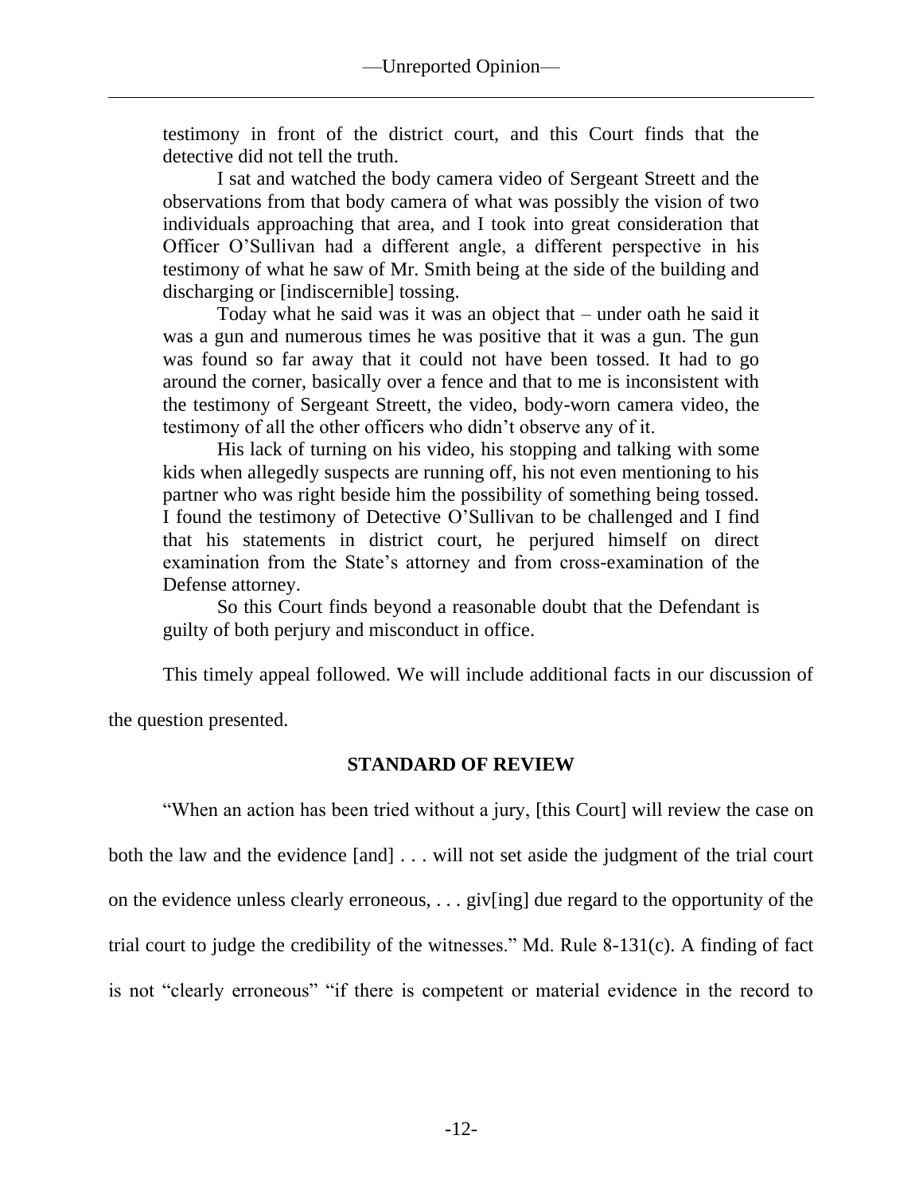testimony in front of the district court, and this Court finds that the detective did not tell the truth.

I sat and watched the body camera video of Sergeant Streett and the observations from that body camera of what was possibly the vision of two individuals approaching that area, and I took into great consideration that Officer O'Sullivan had a different angle, a different perspective in his testimony of what he saw of Mr. Smith being at the side of the building and discharging or [indiscernible] tossing.

Today what he said was it was an object that – under oath he said it was a gun and numerous times he was positive that it was a gun. The gun was found so far away that it could not have been tossed. It had to go around the corner, basically over a fence and that to me is inconsistent with the testimony of Sergeant Streett, the video, body-worn camera video, the testimony of all the other officers who didn't observe any of it.

His lack of turning on his video, his stopping and talking with some kids when allegedly suspects are running off, his not even mentioning to his partner who was right beside him the possibility of something being tossed. I found the testimony of Detective O'Sullivan to be challenged and I find that his statements in district court, he perjured himself on direct examination from the State's attorney and from cross-examination of the Defense attorney.

So this Court finds beyond a reasonable doubt that the Defendant is guilty of both perjury and misconduct in office.

This timely appeal followed. We will include additional facts in our discussion of the question presented.

## STANDARD OF REVIEW

"When an action has been tried without a jury, [this Court] will review the case on both the law and the evidence [and] . . . will not set aside the judgment of the trial court on the evidence unless clearly erroneous, . . . giv[ing] due regard to the opportunity of the trial court to judge the credibility of the witnesses." Md. Rule 8-131(c). A finding of fact is not "clearly erroneous" "if there is competent or material evidence in the record to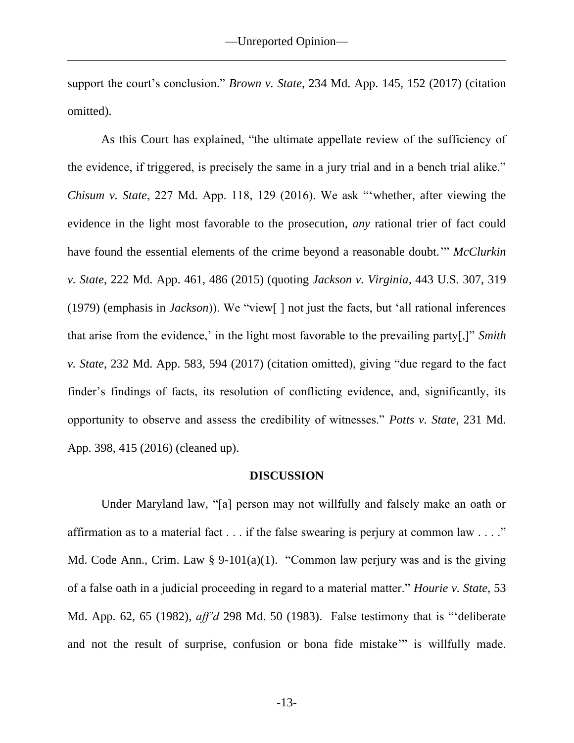support the court's conclusion." *Brown v. State*, 234 Md. App. 145, 152 (2017) (citation omitted).

As this Court has explained, "the ultimate appellate review of the sufficiency of the evidence, if triggered, is precisely the same in a jury trial and in a bench trial alike." *Chisum v. State*, 227 Md. App. 118, 129 (2016). We ask "'whether, after viewing the evidence in the light most favorable to the prosecution, *any* rational trier of fact could have found the essential elements of the crime beyond a reasonable doubt.'" *McClurkin v. State*, 222 Md. App. 461, 486 (2015) (quoting *Jackson v. Virginia*, 443 U.S. 307, 319 (1979) (emphasis in *Jackson*)). We "view[ ] not just the facts, but 'all rational inferences that arise from the evidence,' in the light most favorable to the prevailing party[,]" *Smith v. State*, 232 Md. App. 583, 594 (2017) (citation omitted), giving "due regard to the fact finder's findings of facts, its resolution of conflicting evidence, and, significantly, its opportunity to observe and assess the credibility of witnesses." *Potts v. State*, 231 Md. App. 398, 415 (2016) (cleaned up).

## DISCUSSION

Under Maryland law, "[a] person may not willfully and falsely make an oath or affirmation as to a material fact . . . if the false swearing is perjury at common law . . . ." Md. Code Ann., Crim. Law § 9-101(a)(1). "Common law perjury was and is the giving of a false oath in a judicial proceeding in regard to a material matter." *Hourie v. State*, 53 Md. App. 62, 65 (1982), *aff'd* 298 Md. 50 (1983). False testimony that is "'deliberate and not the result of surprise, confusion or bona fide mistake'" is willfully made.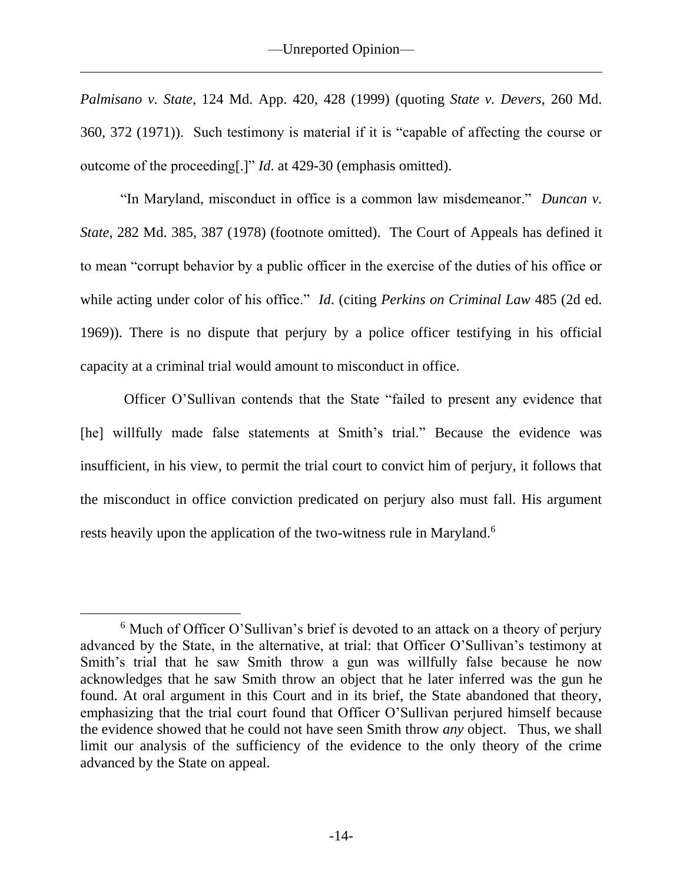*Palmisano v. State*, 124 Md. App. 420, 428 (1999) (quoting *State v. Devers*, 260 Md. 360, 372 (1971)). Such testimony is material if it is "capable of affecting the course or outcome of the proceeding[.]" *Id*. at 429-30 (emphasis omitted).

"In Maryland, misconduct in office is a common law misdemeanor." *Duncan v. State*, 282 Md. 385, 387 (1978) (footnote omitted). The Court of Appeals has defined it to mean "corrupt behavior by a public officer in the exercise of the duties of his office or while acting under color of his office." *Id*. (citing *Perkins on Criminal Law* 485 (2d ed. 1969)). There is no dispute that perjury by a police officer testifying in his official capacity at a criminal trial would amount to misconduct in office.

Officer O'Sullivan contends that the State "failed to present any evidence that [he] willfully made false statements at Smith's trial." Because the evidence was insufficient, in his view, to permit the trial court to convict him of perjury, it follows that the misconduct in office conviction predicated on perjury also must fall. His argument rests heavily upon the application of the two-witness rule in Maryland.[6]

---

[6] Much of Officer O'Sullivan's brief is devoted to an attack on a theory of perjury advanced by the State, in the alternative, at trial: that Officer O'Sullivan's testimony at Smith's trial that he saw Smith throw a gun was willfully false because he now acknowledges that he saw Smith throw an object that he later inferred was the gun he found. At oral argument in this Court and in its brief, the State abandoned that theory, emphasizing that the trial court found that Officer O'Sullivan perjured himself because the evidence showed that he could not have seen Smith throw *any* object. Thus, we shall limit our analysis of the sufficiency of the evidence to the only theory of the crime advanced by the State on appeal.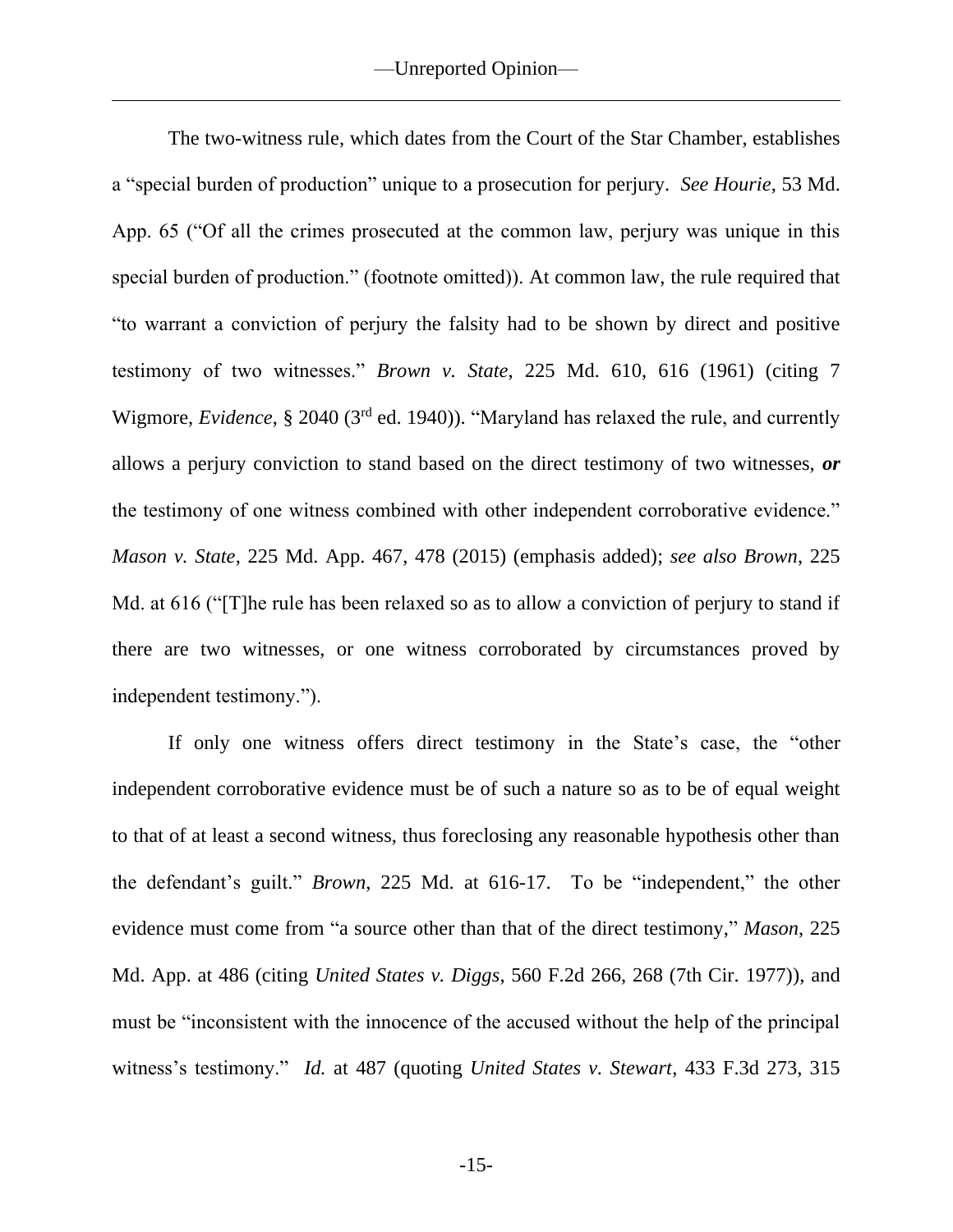The two-witness rule, which dates from the Court of the Star Chamber, establishes a "special burden of production" unique to a prosecution for perjury. *See Hourie*, 53 Md. App. 65 ("Of all the crimes prosecuted at the common law, perjury was unique in this special burden of production." (footnote omitted)). At common law, the rule required that "to warrant a conviction of perjury the falsity had to be shown by direct and positive testimony of two witnesses." *Brown v. State*, 225 Md. 610, 616 (1961) (citing 7 Wigmore, *Evidence*, § 2040 (3rd ed. 1940)). "Maryland has relaxed the rule, and currently allows a perjury conviction to stand based on the direct testimony of two witnesses, ***or*** the testimony of one witness combined with other independent corroborative evidence." *Mason v. State*, 225 Md. App. 467, 478 (2015) (emphasis added); *see also Brown*, 225 Md. at 616 ("[T]he rule has been relaxed so as to allow a conviction of perjury to stand if there are two witnesses, or one witness corroborated by circumstances proved by independent testimony.").

If only one witness offers direct testimony in the State's case, the "other independent corroborative evidence must be of such a nature so as to be of equal weight to that of at least a second witness, thus foreclosing any reasonable hypothesis other than the defendant's guilt." *Brown*, 225 Md. at 616-17. To be "independent," the other evidence must come from "a source other than that of the direct testimony," *Mason*, 225 Md. App. at 486 (citing *United States v. Diggs*, 560 F.2d 266, 268 (7th Cir. 1977)), and must be "inconsistent with the innocence of the accused without the help of the principal witness's testimony." *Id.* at 487 (quoting *United States v. Stewart*, 433 F.3d 273, 315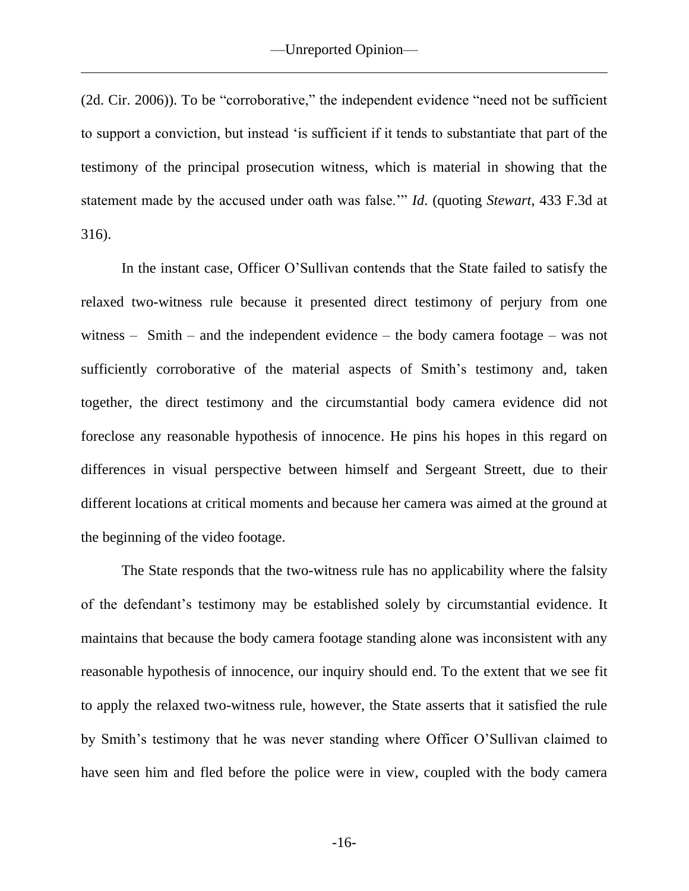(2d. Cir. 2006)). To be "corroborative," the independent evidence "need not be sufficient to support a conviction, but instead 'is sufficient if it tends to substantiate that part of the testimony of the principal prosecution witness, which is material in showing that the statement made by the accused under oath was false.'" *Id*. (quoting *Stewart*, 433 F.3d at 316).

In the instant case, Officer O'Sullivan contends that the State failed to satisfy the relaxed two-witness rule because it presented direct testimony of perjury from one witness – Smith – and the independent evidence – the body camera footage – was not sufficiently corroborative of the material aspects of Smith's testimony and, taken together, the direct testimony and the circumstantial body camera evidence did not foreclose any reasonable hypothesis of innocence. He pins his hopes in this regard on differences in visual perspective between himself and Sergeant Streett, due to their different locations at critical moments and because her camera was aimed at the ground at the beginning of the video footage.

The State responds that the two-witness rule has no applicability where the falsity of the defendant's testimony may be established solely by circumstantial evidence. It maintains that because the body camera footage standing alone was inconsistent with any reasonable hypothesis of innocence, our inquiry should end. To the extent that we see fit to apply the relaxed two-witness rule, however, the State asserts that it satisfied the rule by Smith's testimony that he was never standing where Officer O'Sullivan claimed to have seen him and fled before the police were in view, coupled with the body camera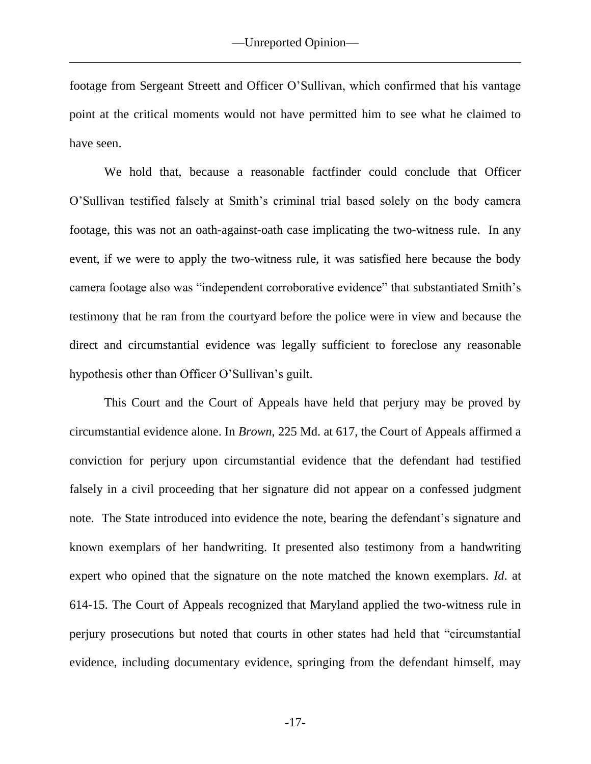footage from Sergeant Streett and Officer O'Sullivan, which confirmed that his vantage point at the critical moments would not have permitted him to see what he claimed to have seen.

We hold that, because a reasonable factfinder could conclude that Officer O'Sullivan testified falsely at Smith's criminal trial based solely on the body camera footage, this was not an oath-against-oath case implicating the two-witness rule. In any event, if we were to apply the two-witness rule, it was satisfied here because the body camera footage also was "independent corroborative evidence" that substantiated Smith's testimony that he ran from the courtyard before the police were in view and because the direct and circumstantial evidence was legally sufficient to foreclose any reasonable hypothesis other than Officer O'Sullivan's guilt.

This Court and the Court of Appeals have held that perjury may be proved by circumstantial evidence alone. In *Brown*, 225 Md. at 617, the Court of Appeals affirmed a conviction for perjury upon circumstantial evidence that the defendant had testified falsely in a civil proceeding that her signature did not appear on a confessed judgment note. The State introduced into evidence the note, bearing the defendant's signature and known exemplars of her handwriting. It presented also testimony from a handwriting expert who opined that the signature on the note matched the known exemplars. *Id*. at 614-15. The Court of Appeals recognized that Maryland applied the two-witness rule in perjury prosecutions but noted that courts in other states had held that "circumstantial evidence, including documentary evidence, springing from the defendant himself, may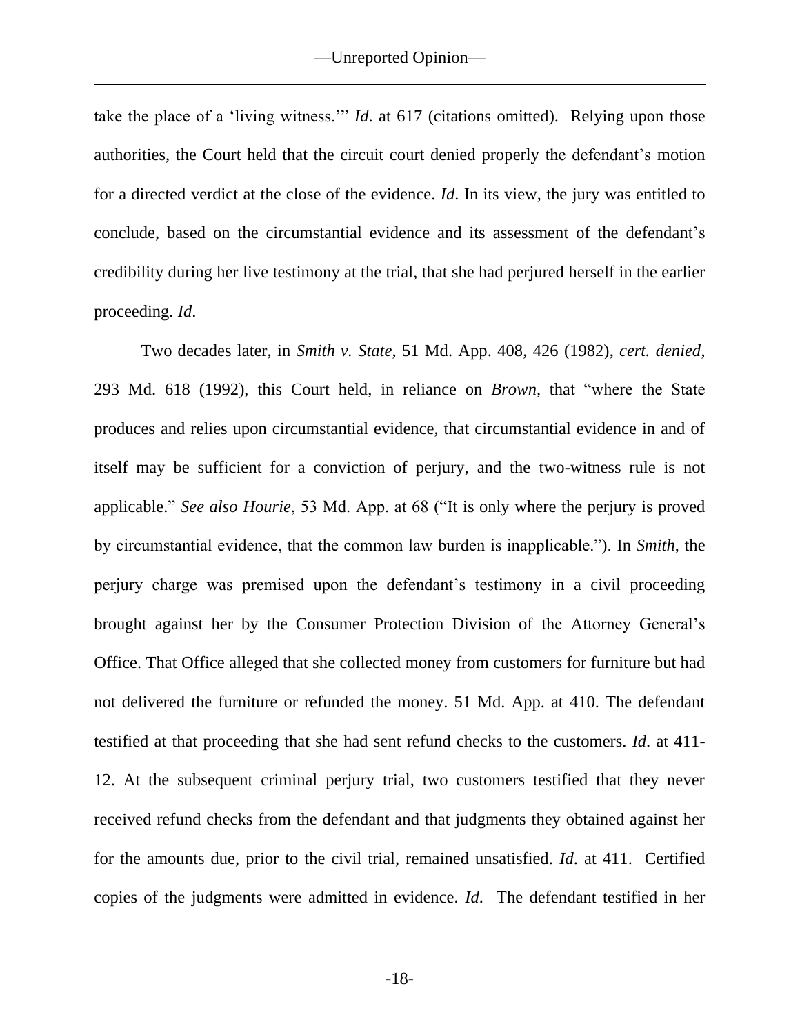take the place of a 'living witness.'" *Id*. at 617 (citations omitted). Relying upon those authorities, the Court held that the circuit court denied properly the defendant's motion for a directed verdict at the close of the evidence. *Id*. In its view, the jury was entitled to conclude, based on the circumstantial evidence and its assessment of the defendant's credibility during her live testimony at the trial, that she had perjured herself in the earlier proceeding. *Id*.

Two decades later, in *Smith v. State*, 51 Md. App. 408, 426 (1982), *cert. denied*, 293 Md. 618 (1992), this Court held, in reliance on *Brown*, that "where the State produces and relies upon circumstantial evidence, that circumstantial evidence in and of itself may be sufficient for a conviction of perjury, and the two-witness rule is not applicable." *See also Hourie*, 53 Md. App. at 68 ("It is only where the perjury is proved by circumstantial evidence, that the common law burden is inapplicable."). In *Smith*, the perjury charge was premised upon the defendant's testimony in a civil proceeding brought against her by the Consumer Protection Division of the Attorney General's Office. That Office alleged that she collected money from customers for furniture but had not delivered the furniture or refunded the money. 51 Md. App. at 410. The defendant testified at that proceeding that she had sent refund checks to the customers. *Id*. at 411-12. At the subsequent criminal perjury trial, two customers testified that they never received refund checks from the defendant and that judgments they obtained against her for the amounts due, prior to the civil trial, remained unsatisfied. *Id*. at 411. Certified copies of the judgments were admitted in evidence. *Id*. The defendant testified in her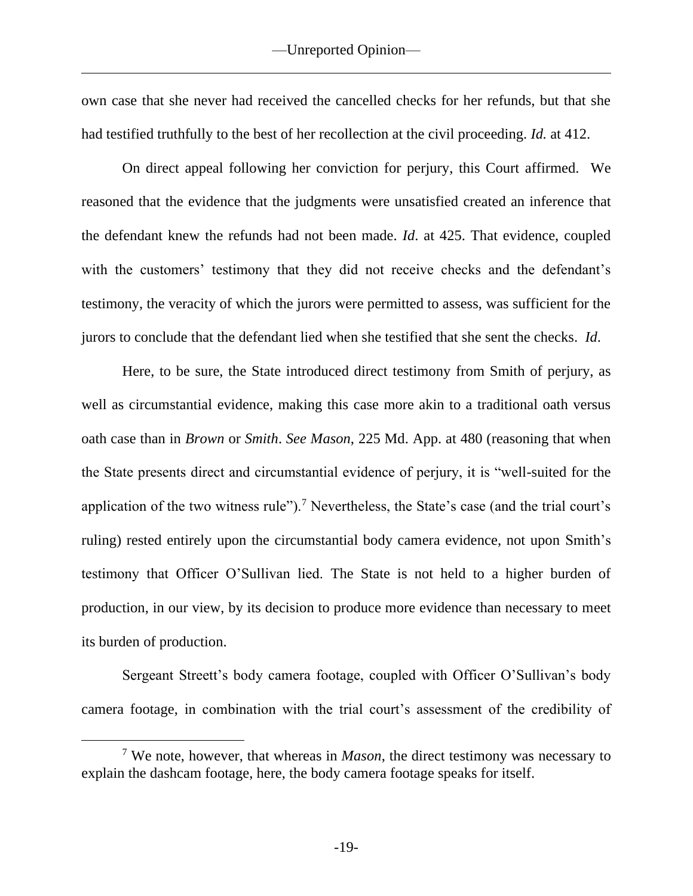own case that she never had received the cancelled checks for her refunds, but that she had testified truthfully to the best of her recollection at the civil proceeding. *Id.* at 412.

On direct appeal following her conviction for perjury, this Court affirmed. We reasoned that the evidence that the judgments were unsatisfied created an inference that the defendant knew the refunds had not been made. *Id*. at 425. That evidence, coupled with the customers' testimony that they did not receive checks and the defendant's testimony, the veracity of which the jurors were permitted to assess, was sufficient for the jurors to conclude that the defendant lied when she testified that she sent the checks. *Id*.

Here, to be sure, the State introduced direct testimony from Smith of perjury, as well as circumstantial evidence, making this case more akin to a traditional oath versus oath case than in *Brown* or *Smith*. *See Mason*, 225 Md. App. at 480 (reasoning that when the State presents direct and circumstantial evidence of perjury, it is "well-suited for the application of the two witness rule").[7] Nevertheless, the State's case (and the trial court's ruling) rested entirely upon the circumstantial body camera evidence, not upon Smith's testimony that Officer O'Sullivan lied. The State is not held to a higher burden of production, in our view, by its decision to produce more evidence than necessary to meet its burden of production.

Sergeant Streett's body camera footage, coupled with Officer O'Sullivan's body camera footage, in combination with the trial court's assessment of the credibility of

[7] We note, however, that whereas in *Mason*, the direct testimony was necessary to explain the dashcam footage, here, the body camera footage speaks for itself.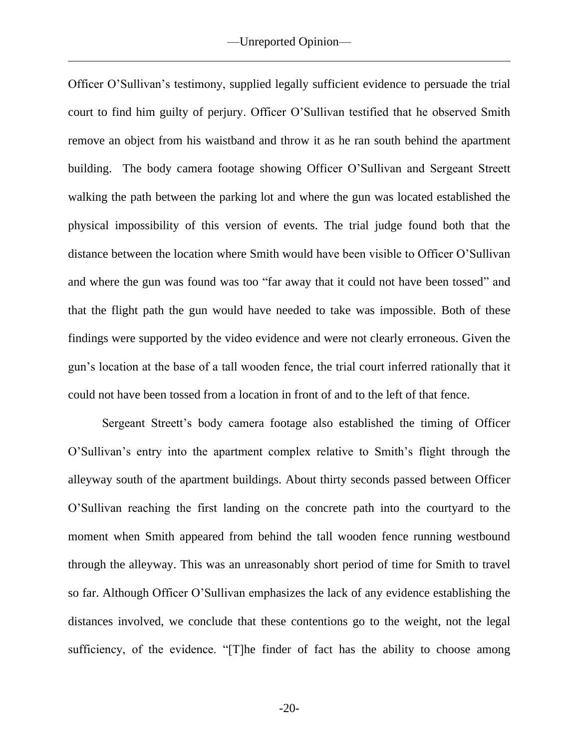Officer O'Sullivan's testimony, supplied legally sufficient evidence to persuade the trial court to find him guilty of perjury. Officer O'Sullivan testified that he observed Smith remove an object from his waistband and throw it as he ran south behind the apartment building. The body camera footage showing Officer O'Sullivan and Sergeant Streett walking the path between the parking lot and where the gun was located established the physical impossibility of this version of events. The trial judge found both that the distance between the location where Smith would have been visible to Officer O'Sullivan and where the gun was found was too "far away that it could not have been tossed" and that the flight path the gun would have needed to take was impossible. Both of these findings were supported by the video evidence and were not clearly erroneous. Given the gun's location at the base of a tall wooden fence, the trial court inferred rationally that it could not have been tossed from a location in front of and to the left of that fence.

Sergeant Streett's body camera footage also established the timing of Officer O'Sullivan's entry into the apartment complex relative to Smith's flight through the alleyway south of the apartment buildings. About thirty seconds passed between Officer O'Sullivan reaching the first landing on the concrete path into the courtyard to the moment when Smith appeared from behind the tall wooden fence running westbound through the alleyway. This was an unreasonably short period of time for Smith to travel so far. Although Officer O'Sullivan emphasizes the lack of any evidence establishing the distances involved, we conclude that these contentions go to the weight, not the legal sufficiency, of the evidence. "[T]he finder of fact has the ability to choose among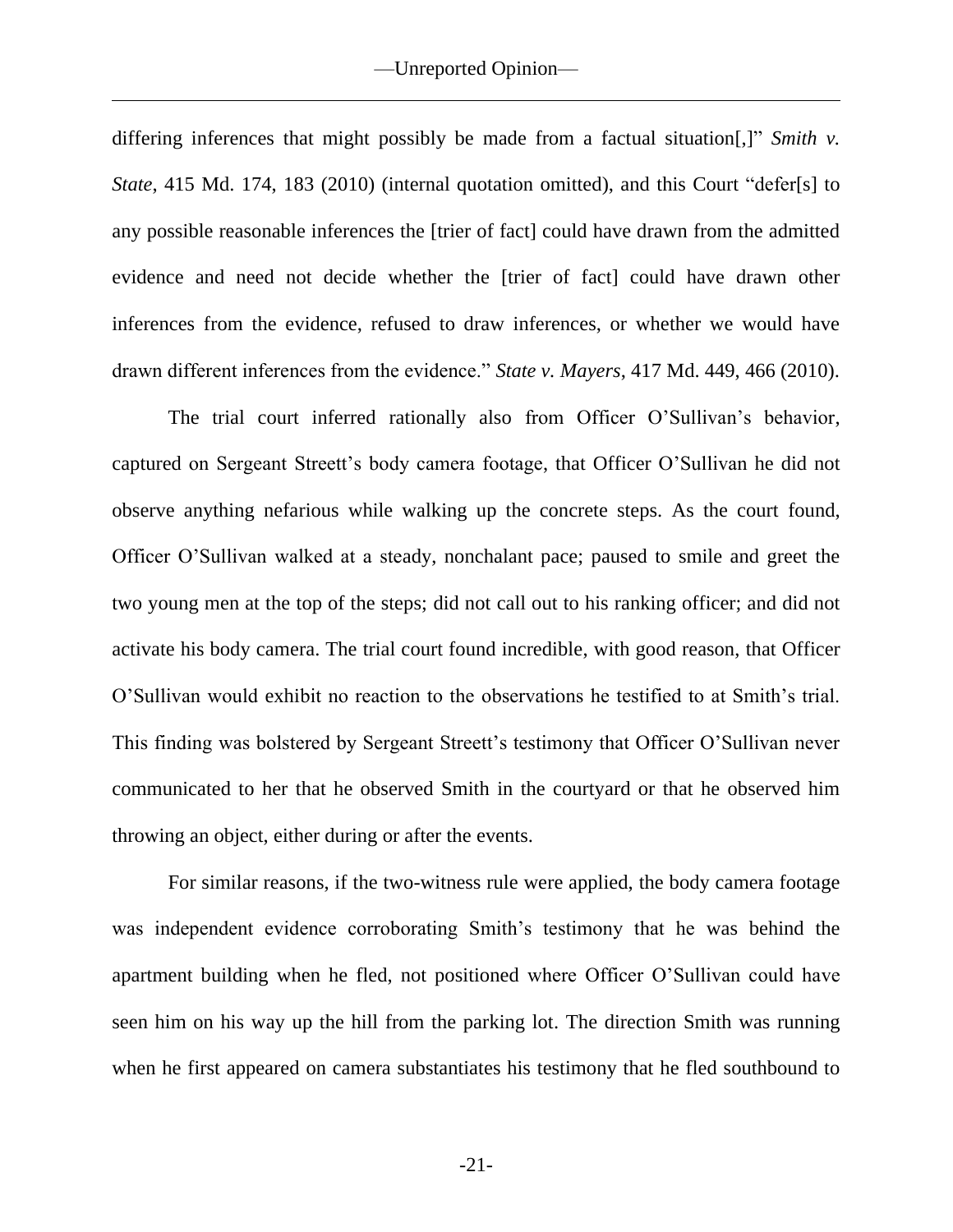differing inferences that might possibly be made from a factual situation[,]" *Smith v. State*, 415 Md. 174, 183 (2010) (internal quotation omitted), and this Court "defer[s] to any possible reasonable inferences the [trier of fact] could have drawn from the admitted evidence and need not decide whether the [trier of fact] could have drawn other inferences from the evidence, refused to draw inferences, or whether we would have drawn different inferences from the evidence." *State v. Mayers*, 417 Md. 449, 466 (2010).

The trial court inferred rationally also from Officer O'Sullivan's behavior, captured on Sergeant Streett's body camera footage, that Officer O'Sullivan he did not observe anything nefarious while walking up the concrete steps. As the court found, Officer O'Sullivan walked at a steady, nonchalant pace; paused to smile and greet the two young men at the top of the steps; did not call out to his ranking officer; and did not activate his body camera. The trial court found incredible, with good reason, that Officer O'Sullivan would exhibit no reaction to the observations he testified to at Smith's trial. This finding was bolstered by Sergeant Streett's testimony that Officer O'Sullivan never communicated to her that he observed Smith in the courtyard or that he observed him throwing an object, either during or after the events.

For similar reasons, if the two-witness rule were applied, the body camera footage was independent evidence corroborating Smith's testimony that he was behind the apartment building when he fled, not positioned where Officer O'Sullivan could have seen him on his way up the hill from the parking lot. The direction Smith was running when he first appeared on camera substantiates his testimony that he fled southbound to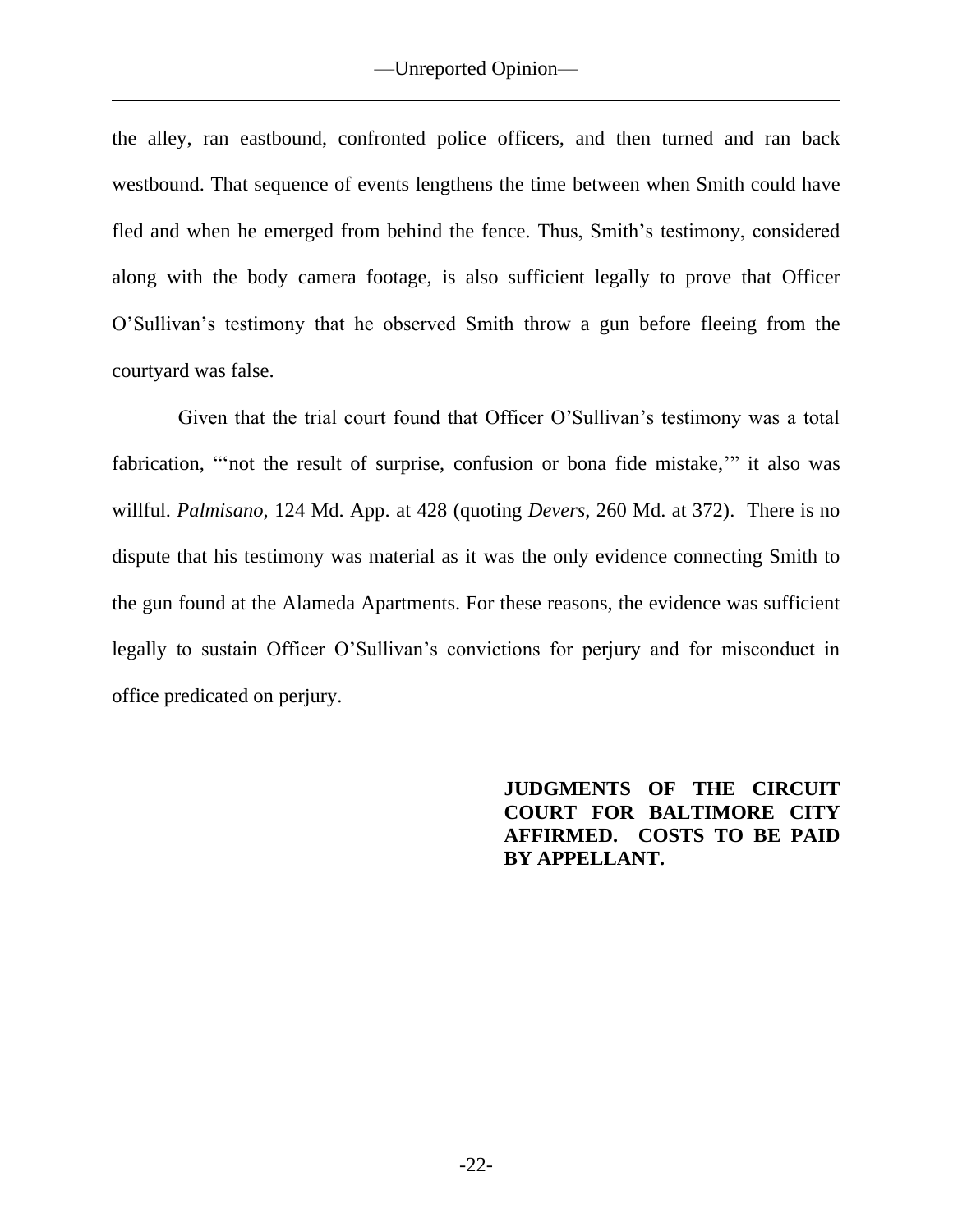the alley, ran eastbound, confronted police officers, and then turned and ran back westbound. That sequence of events lengthens the time between when Smith could have fled and when he emerged from behind the fence. Thus, Smith's testimony, considered along with the body camera footage, is also sufficient legally to prove that Officer O'Sullivan's testimony that he observed Smith throw a gun before fleeing from the courtyard was false.

Given that the trial court found that Officer O'Sullivan's testimony was a total fabrication, "'not the result of surprise, confusion or bona fide mistake,'" it also was willful. *Palmisano*, 124 Md. App. at 428 (quoting *Devers*, 260 Md. at 372). There is no dispute that his testimony was material as it was the only evidence connecting Smith to the gun found at the Alameda Apartments. For these reasons, the evidence was sufficient legally to sustain Officer O'Sullivan's convictions for perjury and for misconduct in office predicated on perjury.

**JUDGMENTS OF THE CIRCUIT COURT FOR BALTIMORE CITY AFFIRMED. COSTS TO BE PAID BY APPELLANT.**